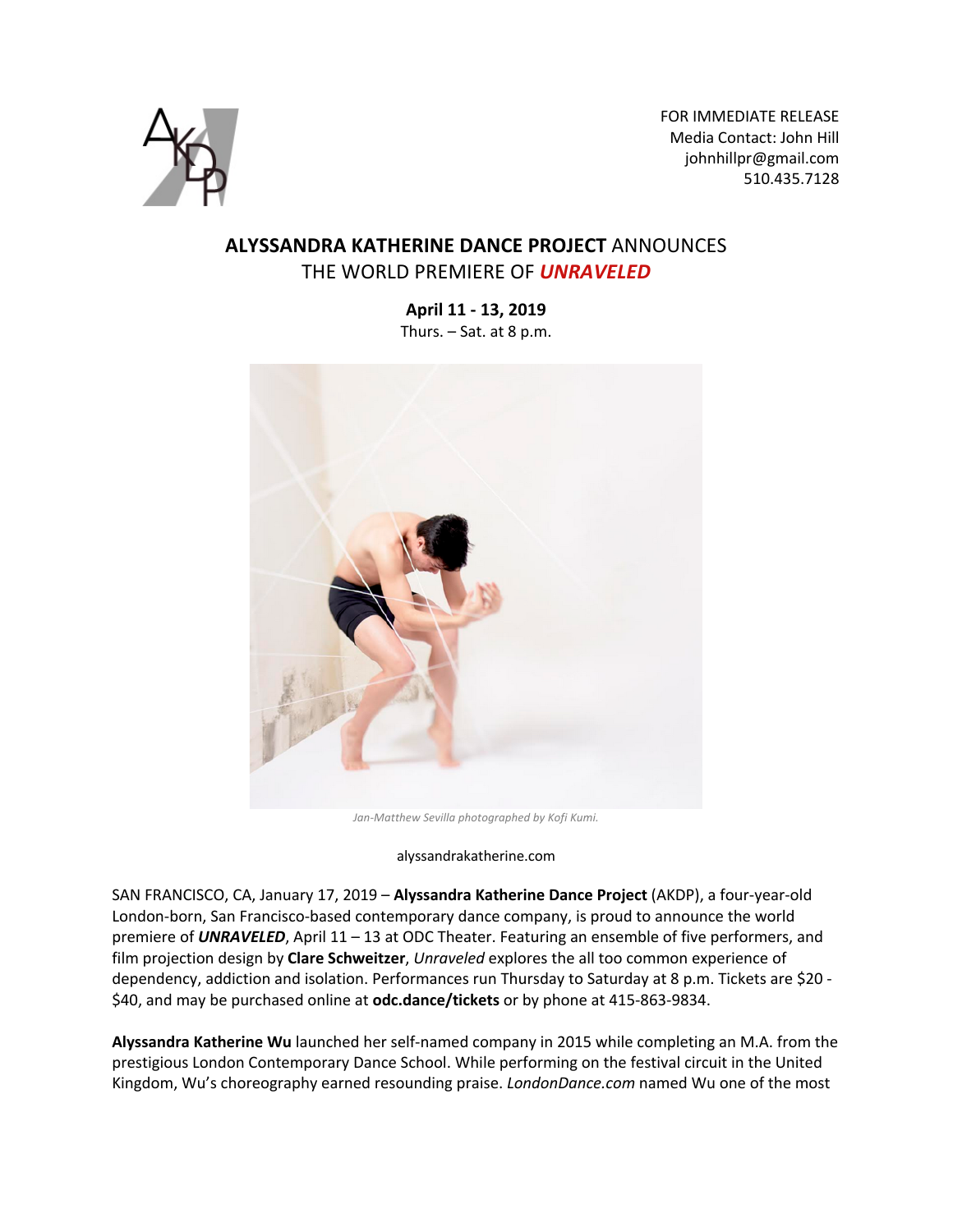FOR IMMEDIATE RELEASE
Media Contact: John Hill
johnhillpr@gmail.com
510.435.7128

# **ALYSSANDRA KATHERINE DANCE PROJECT** ANNOUNCES THE WORLD PREMIERE OF ***UNRAVELED***

**April 11 - 13, 2019**
Thurs. – Sat. at 8 p.m.

*Jan-Matthew Sevilla photographed by Kofi Kumi.*

alyssandrakatherine.com

SAN FRANCISCO, CA, January 17, 2019 – **Alyssandra Katherine Dance Project** (AKDP), a four-year-old London-born, San Francisco-based contemporary dance company, is proud to announce the world premiere of ***UNRAVELED***, April 11 – 13 at ODC Theater. Featuring an ensemble of five performers, and film projection design by **Clare Schweitzer**, *Unraveled* explores the all too common experience of dependency, addiction and isolation. Performances run Thursday to Saturday at 8 p.m. Tickets are $20 - $40, and may be purchased online at **odc.dance/tickets** or by phone at 415-863-9834.

**Alyssandra Katherine Wu** launched her self-named company in 2015 while completing an M.A. from the prestigious London Contemporary Dance School. While performing on the festival circuit in the United Kingdom, Wu's choreography earned resounding praise. *LondonDance.com* named Wu one of the most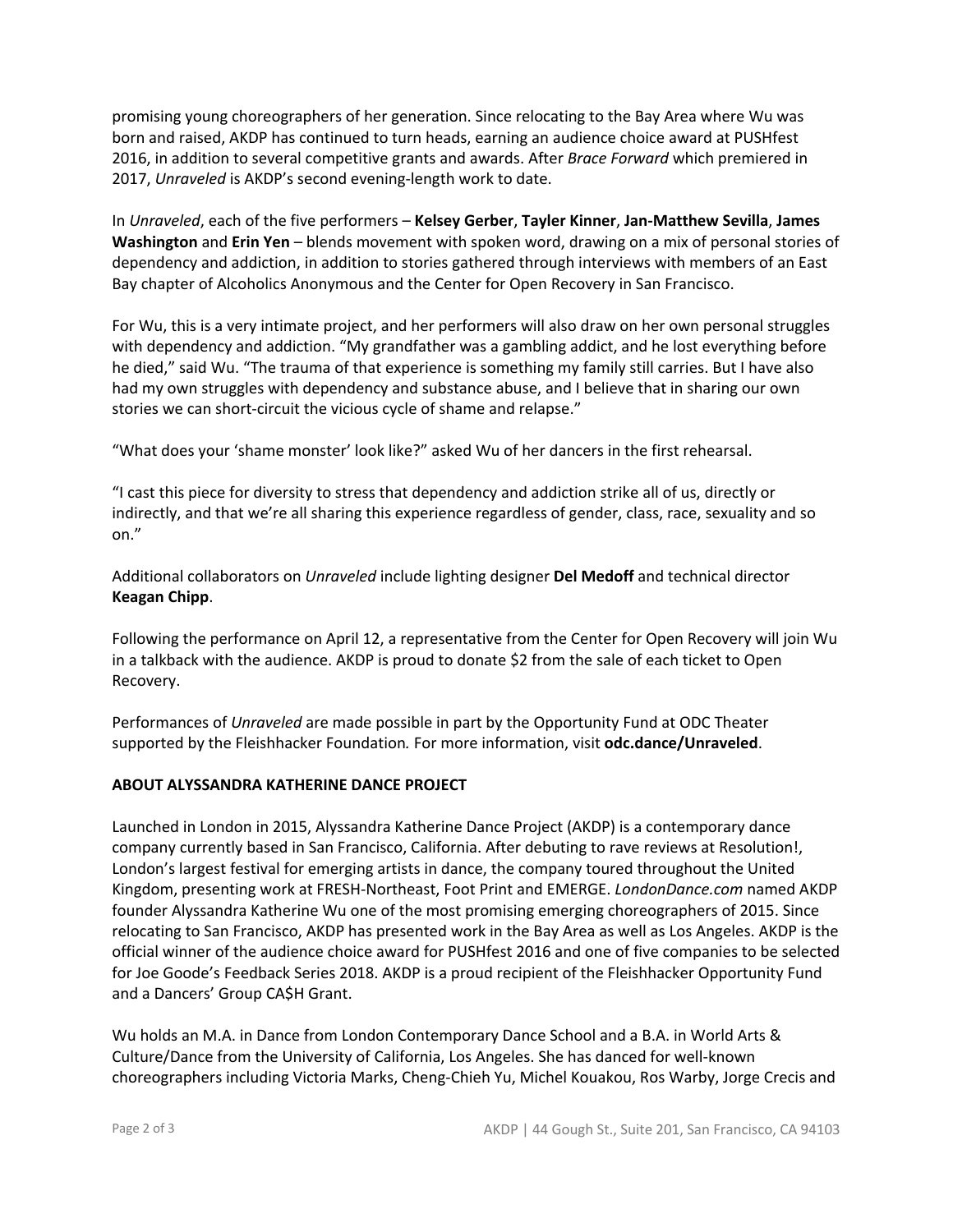promising young choreographers of her generation. Since relocating to the Bay Area where Wu was born and raised, AKDP has continued to turn heads, earning an audience choice award at PUSHfest 2016, in addition to several competitive grants and awards. After *Brace Forward* which premiered in 2017, *Unraveled* is AKDP's second evening-length work to date.

In *Unraveled*, each of the five performers – **Kelsey Gerber**, **Tayler Kinner**, **Jan-Matthew Sevilla**, **James Washington** and **Erin Yen** – blends movement with spoken word, drawing on a mix of personal stories of dependency and addiction, in addition to stories gathered through interviews with members of an East Bay chapter of Alcoholics Anonymous and the Center for Open Recovery in San Francisco.

For Wu, this is a very intimate project, and her performers will also draw on her own personal struggles with dependency and addiction. "My grandfather was a gambling addict, and he lost everything before he died," said Wu. "The trauma of that experience is something my family still carries. But I have also had my own struggles with dependency and substance abuse, and I believe that in sharing our own stories we can short-circuit the vicious cycle of shame and relapse."

"What does your 'shame monster' look like?" asked Wu of her dancers in the first rehearsal.

"I cast this piece for diversity to stress that dependency and addiction strike all of us, directly or indirectly, and that we're all sharing this experience regardless of gender, class, race, sexuality and so on."

Additional collaborators on *Unraveled* include lighting designer **Del Medoff** and technical director **Keagan Chipp**.

Following the performance on April 12, a representative from the Center for Open Recovery will join Wu in a talkback with the audience. AKDP is proud to donate $2 from the sale of each ticket to Open Recovery.

Performances of *Unraveled* are made possible in part by the Opportunity Fund at ODC Theater supported by the Fleishhacker Foundation*.* For more information, visit **odc.dance/Unraveled**.

**ABOUT ALYSSANDRA KATHERINE DANCE PROJECT**

Launched in London in 2015, Alyssandra Katherine Dance Project (AKDP) is a contemporary dance company currently based in San Francisco, California. After debuting to rave reviews at Resolution!, London's largest festival for emerging artists in dance, the company toured throughout the United Kingdom, presenting work at FRESH-Northeast, Foot Print and EMERGE. *LondonDance.com* named AKDP founder Alyssandra Katherine Wu one of the most promising emerging choreographers of 2015. Since relocating to San Francisco, AKDP has presented work in the Bay Area as well as Los Angeles. AKDP is the official winner of the audience choice award for PUSHfest 2016 and one of five companies to be selected for Joe Goode's Feedback Series 2018. AKDP is a proud recipient of the Fleishhacker Opportunity Fund and a Dancers' Group CA$H Grant.

Wu holds an M.A. in Dance from London Contemporary Dance School and a B.A. in World Arts & Culture/Dance from the University of California, Los Angeles. She has danced for well-known choreographers including Victoria Marks, Cheng-Chieh Yu, Michel Kouakou, Ros Warby, Jorge Crecis and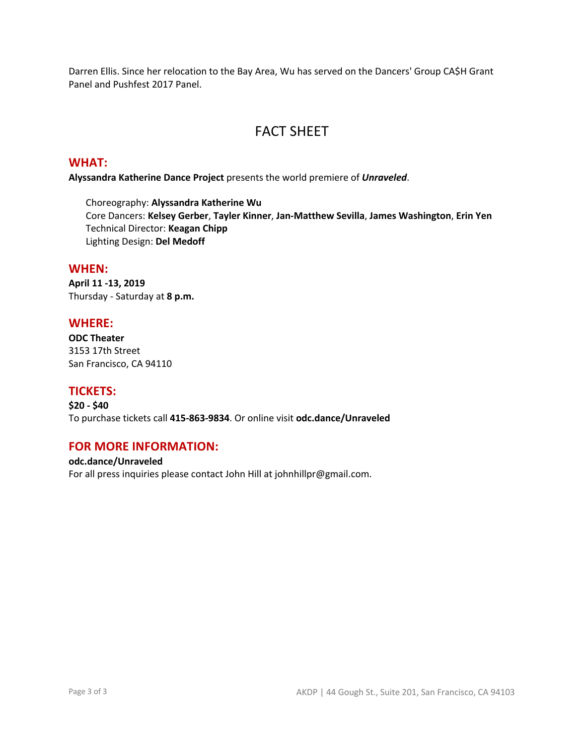Darren Ellis. Since her relocation to the Bay Area, Wu has served on the Dancers' Group CA$H Grant Panel and Pushfest 2017 Panel.

# FACT SHEET

## WHAT:

**Alyssandra Katherine Dance Project** presents the world premiere of ***Unraveled***.

Choreography: **Alyssandra Katherine Wu**
Core Dancers: **Kelsey Gerber**, **Tayler Kinner**, **Jan-Matthew Sevilla**, **James Washington**, **Erin Yen**
Technical Director: **Keagan Chipp**
Lighting Design: **Del Medoff**

## WHEN:

**April 11 -13, 2019**
Thursday - Saturday at **8 p.m.**

## WHERE:

**ODC Theater**
3153 17th Street
San Francisco, CA 94110

## TICKETS:

**$20 - $40**
To purchase tickets call **415-863-9834**. Or online visit **odc.dance/Unraveled**

## FOR MORE INFORMATION:

**odc.dance/Unraveled**
For all press inquiries please contact John Hill at johnhillpr@gmail.com.